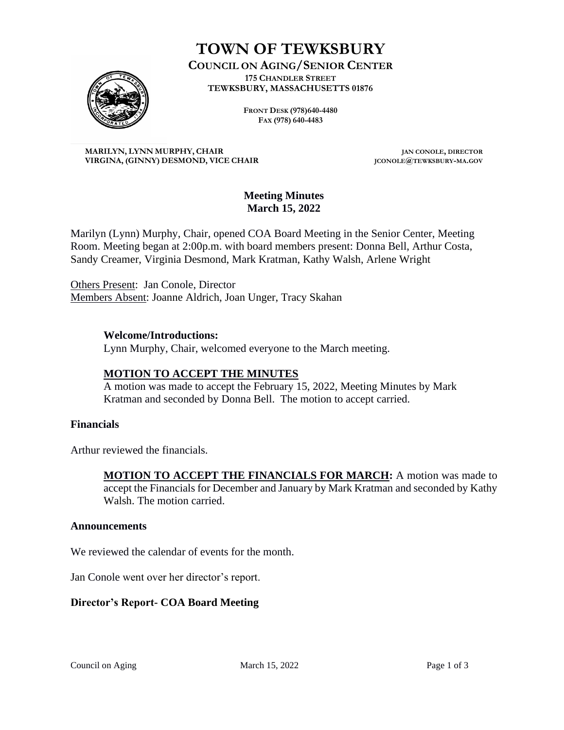# TOWN OF TEWKSBURY

**COUNCIL ON AGING/SENIOR CENTER**

**175 CHANDLER STREET**
**TEWKSBURY, MASSACHUSETTS 01876**

**FRONT DESK (978)640-4480**
**FAX (978) 640-4483**

**MARILYN, LYNN MURPHY, CHAIR**
**VIRGINA, (GINNY) DESMOND, VICE CHAIR**

**JAN CONOLE, DIRECTOR**
**JCONOLE@TEWKSBURY-MA.GOV**

## Meeting Minutes
## March 15, 2022

Marilyn (Lynn) Murphy, Chair, opened COA Board Meeting in the Senior Center, Meeting Room. Meeting began at 2:00p.m. with board members present: Donna Bell, Arthur Costa, Sandy Creamer, Virginia Desmond, Mark Kratman, Kathy Walsh, Arlene Wright

Others Present: Jan Conole, Director
Members Absent: Joanne Aldrich, Joan Unger, Tracy Skahan

**Welcome/Introductions:**
Lynn Murphy, Chair, welcomed everyone to the March meeting.

**MOTION TO ACCEPT THE MINUTES**
A motion was made to accept the February 15, 2022, Meeting Minutes by Mark Kratman and seconded by Donna Bell. The motion to accept carried.

### Financials

Arthur reviewed the financials.

**MOTION TO ACCEPT THE FINANCIALS FOR MARCH:** A motion was made to accept the Financials for December and January by Mark Kratman and seconded by Kathy Walsh. The motion carried.

### Announcements

We reviewed the calendar of events for the month.

Jan Conole went over her director's report.

### Director's Report- COA Board Meeting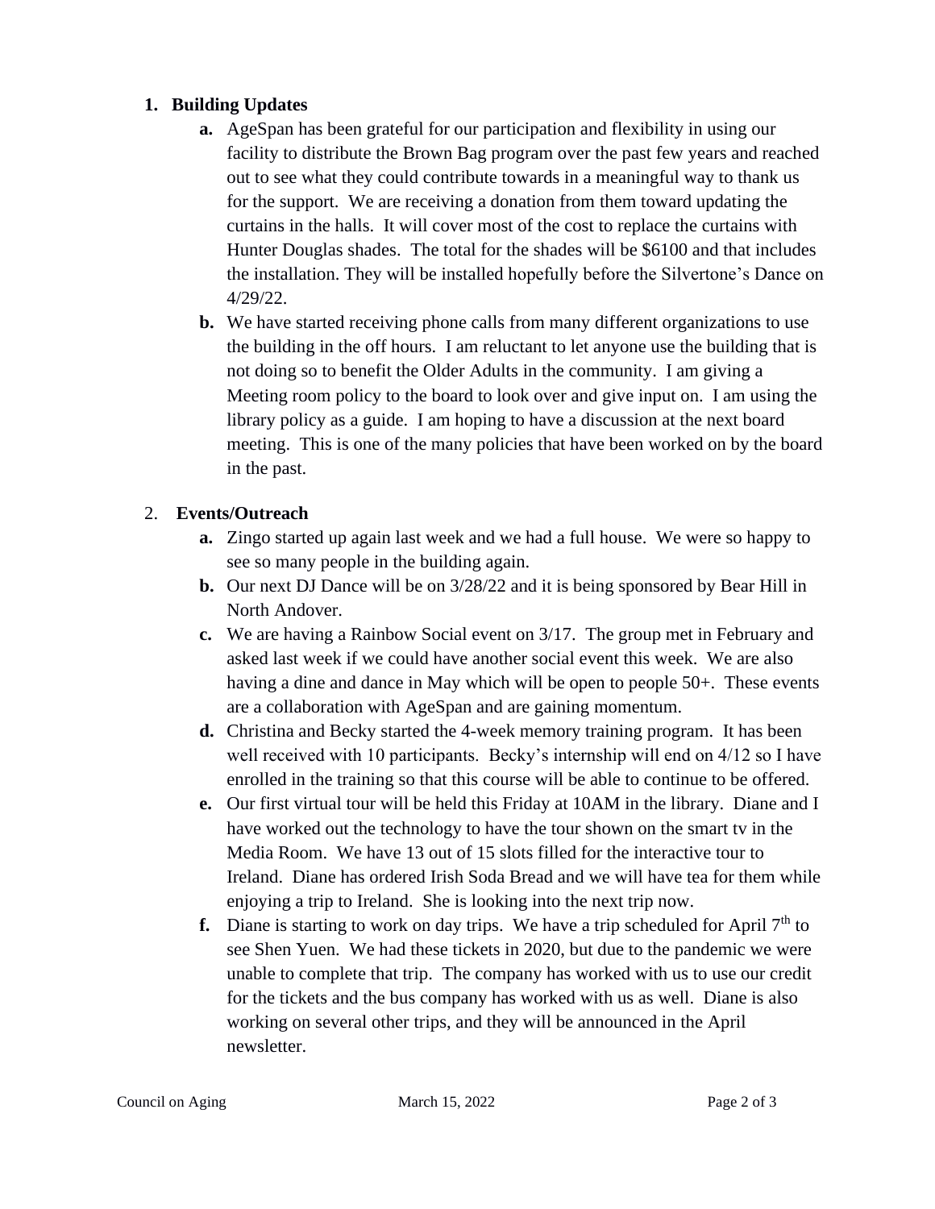1. **Building Updates**
   a. AgeSpan has been grateful for our participation and flexibility in using our facility to distribute the Brown Bag program over the past few years and reached out to see what they could contribute towards in a meaningful way to thank us for the support. We are receiving a donation from them toward updating the curtains in the halls. It will cover most of the cost to replace the curtains with Hunter Douglas shades. The total for the shades will be $6100 and that includes the installation. They will be installed hopefully before the Silvertone's Dance on 4/29/22.
   b. We have started receiving phone calls from many different organizations to use the building in the off hours. I am reluctant to let anyone use the building that is not doing so to benefit the Older Adults in the community. I am giving a Meeting room policy to the board to look over and give input on. I am using the library policy as a guide. I am hoping to have a discussion at the next board meeting. This is one of the many policies that have been worked on by the board in the past.

2. **Events/Outreach**
   a. Zingo started up again last week and we had a full house. We were so happy to see so many people in the building again.
   b. Our next DJ Dance will be on 3/28/22 and it is being sponsored by Bear Hill in North Andover.
   c. We are having a Rainbow Social event on 3/17. The group met in February and asked last week if we could have another social event this week. We are also having a dine and dance in May which will be open to people 50+. These events are a collaboration with AgeSpan and are gaining momentum.
   d. Christina and Becky started the 4-week memory training program. It has been well received with 10 participants. Becky's internship will end on 4/12 so I have enrolled in the training so that this course will be able to continue to be offered.
   e. Our first virtual tour will be held this Friday at 10AM in the library. Diane and I have worked out the technology to have the tour shown on the smart tv in the Media Room. We have 13 out of 15 slots filled for the interactive tour to Ireland. Diane has ordered Irish Soda Bread and we will have tea for them while enjoying a trip to Ireland. She is looking into the next trip now.
   f. Diane is starting to work on day trips. We have a trip scheduled for April 7th to see Shen Yuen. We had these tickets in 2020, but due to the pandemic we were unable to complete that trip. The company has worked with us to use our credit for the tickets and the bus company has worked with us as well. Diane is also working on several other trips, and they will be announced in the April newsletter.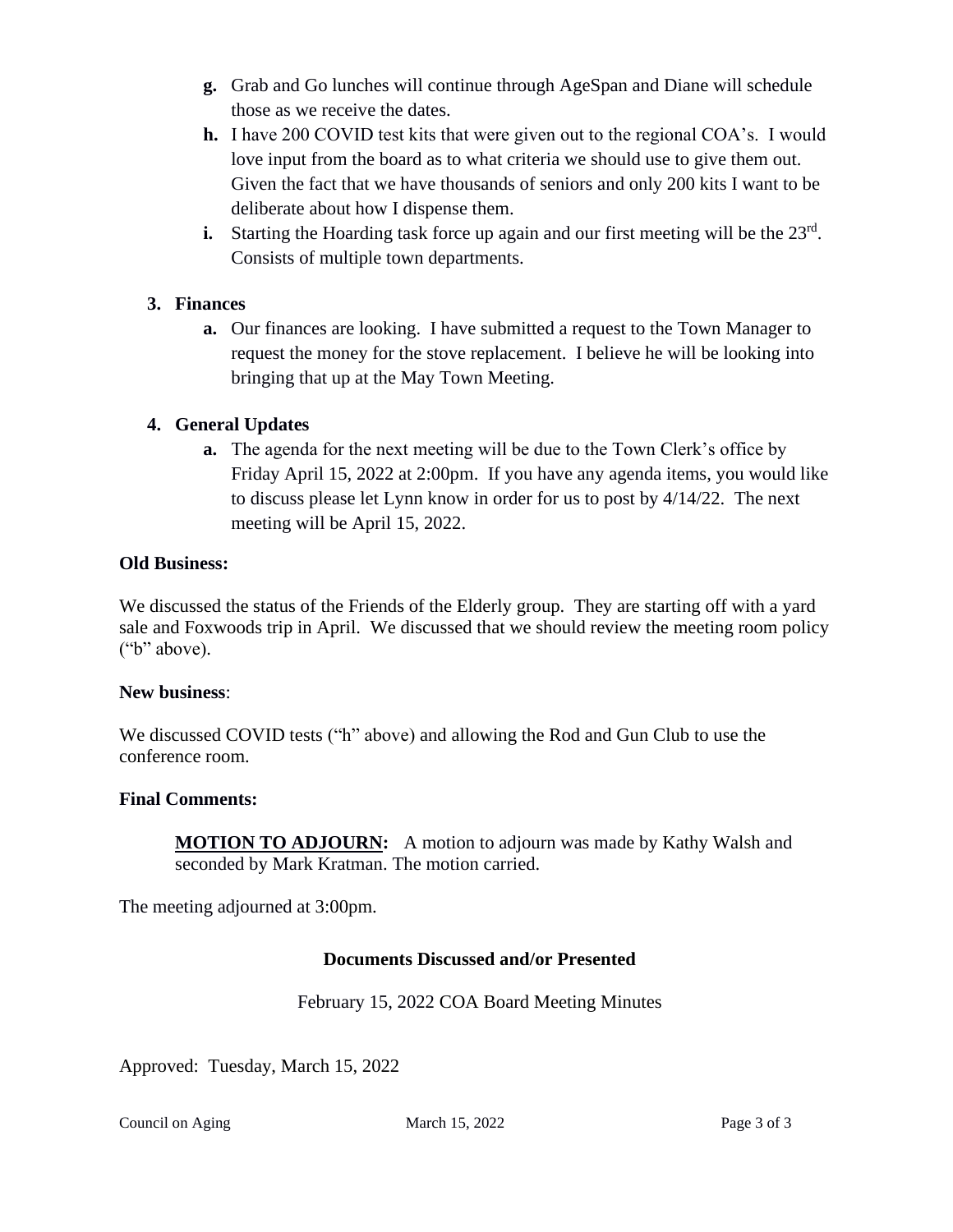g. Grab and Go lunches will continue through AgeSpan and Diane will schedule those as we receive the dates.
h. I have 200 COVID test kits that were given out to the regional COA's. I would love input from the board as to what criteria we should use to give them out. Given the fact that we have thousands of seniors and only 200 kits I want to be deliberate about how I dispense them.
i. Starting the Hoarding task force up again and our first meeting will be the 23rd. Consists of multiple town departments.

3. **Finances**
   a. Our finances are looking. I have submitted a request to the Town Manager to request the money for the stove replacement. I believe he will be looking into bringing that up at the May Town Meeting.

4. **General Updates**
   a. The agenda for the next meeting will be due to the Town Clerk's office by Friday April 15, 2022 at 2:00pm. If you have any agenda items, you would like to discuss please let Lynn know in order for us to post by 4/14/22. The next meeting will be April 15, 2022.

**Old Business:**

We discussed the status of the Friends of the Elderly group. They are starting off with a yard sale and Foxwoods trip in April. We discussed that we should review the meeting room policy ("b" above).

**New business**:

We discussed COVID tests ("h" above) and allowing the Rod and Gun Club to use the conference room.

**Final Comments:**

**MOTION TO ADJOURN:** A motion to adjourn was made by Kathy Walsh and seconded by Mark Kratman. The motion carried.

The meeting adjourned at 3:00pm.

**Documents Discussed and/or Presented**

February 15, 2022 COA Board Meeting Minutes

Approved: Tuesday, March 15, 2022